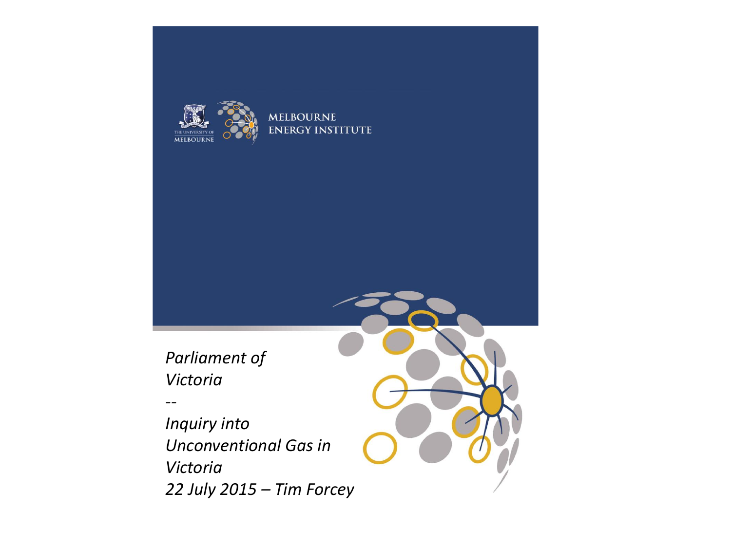THE UNIVERSITY OF MELBOURNE

MELBOURNE ENERGY INSTITUTE

*Parliament of Victoria*

*--*

*Inquiry into Unconventional Gas in Victoria*

*22 July 2015 – Tim Forcey*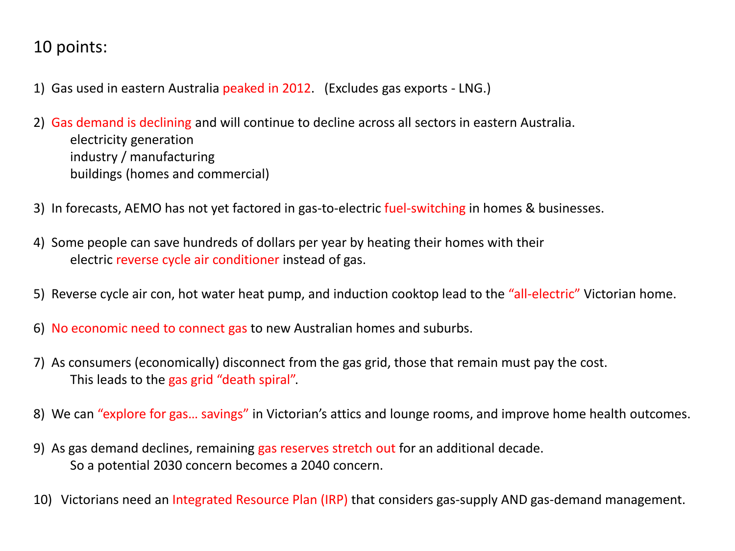10 points:

1) Gas used in eastern Australia peaked in 2012. (Excludes gas exports - LNG.)

2) Gas demand is declining and will continue to decline across all sectors in eastern Australia.
   - electricity generation
   - industry / manufacturing
   - buildings (homes and commercial)

3) In forecasts, AEMO has not yet factored in gas-to-electric fuel-switching in homes & businesses.

4) Some people can save hundreds of dollars per year by heating their homes with their electric reverse cycle air conditioner instead of gas.

5) Reverse cycle air con, hot water heat pump, and induction cooktop lead to the "all-electric" Victorian home.

6) No economic need to connect gas to new Australian homes and suburbs.

7) As consumers (economically) disconnect from the gas grid, those that remain must pay the cost. This leads to the gas grid "death spiral".

8) We can "explore for gas… savings" in Victorian's attics and lounge rooms, and improve home health outcomes.

9) As gas demand declines, remaining gas reserves stretch out for an additional decade. So a potential 2030 concern becomes a 2040 concern.

10) Victorians need an Integrated Resource Plan (IRP) that considers gas-supply AND gas-demand management.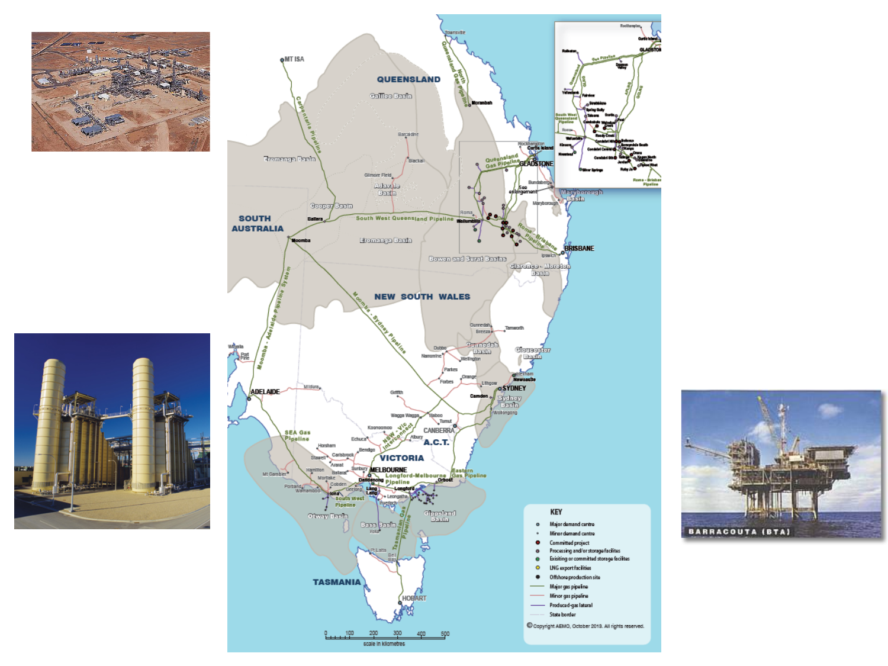**KEY**

- Major demand centre
- Minor demand centre
- Committed project
- Processing and/or storage facilites
- Exisiting or committed storage facilities
- LNG export facilities
- Offshore production site
- Major gas pipeline
- Minor gas pipeline
- Produced-gas lateral
- State border

© Copyright AEMO, October 2013. All rights reserved.

BARRACOUTA (BTA)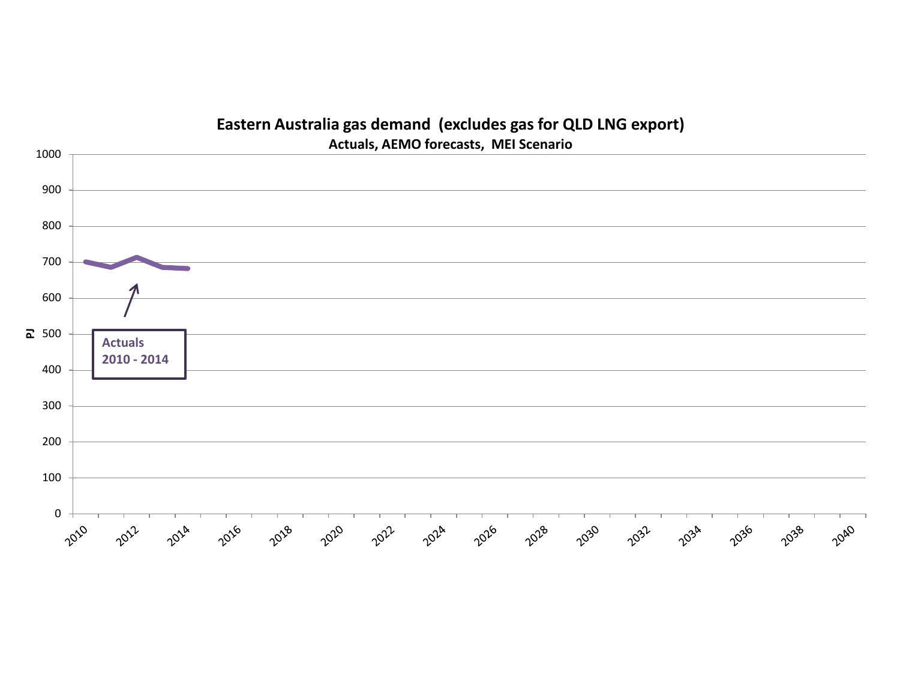**Eastern Australia gas demand (excludes gas for QLD LNG export)**

**Actuals, AEMO forecasts, MEI Scenario**

PJ

1000
900
800
700
600
500
400
300
200
100
0

2010 2012 2014 2016 2018 2020 2022 2024 2026 2028 2030 2032 2034 2036 2038 2040

**Actuals 2010 - 2014**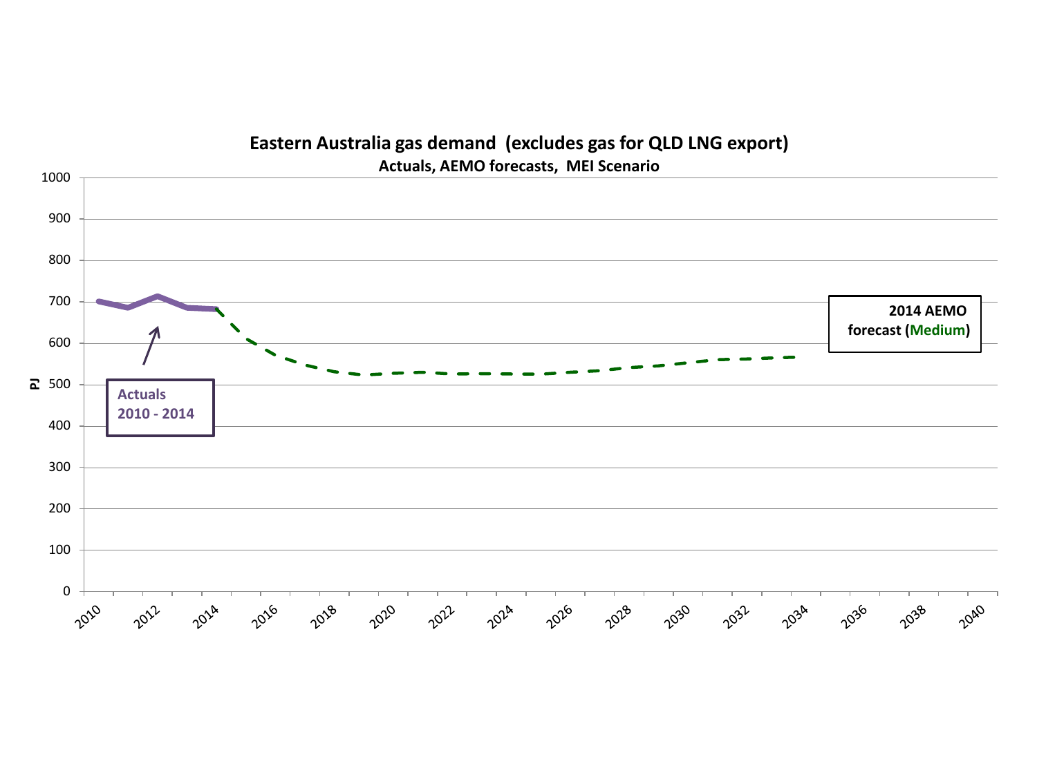## Eastern Australia gas demand (excludes gas for QLD LNG export)

**Actuals, AEMO forecasts, MEI Scenario**

Y-axis: PJ (0 – 1000)

X-axis: 2010 – 2040

**Actuals 2010 - 2014**

**2014 AEMO forecast (Medium)**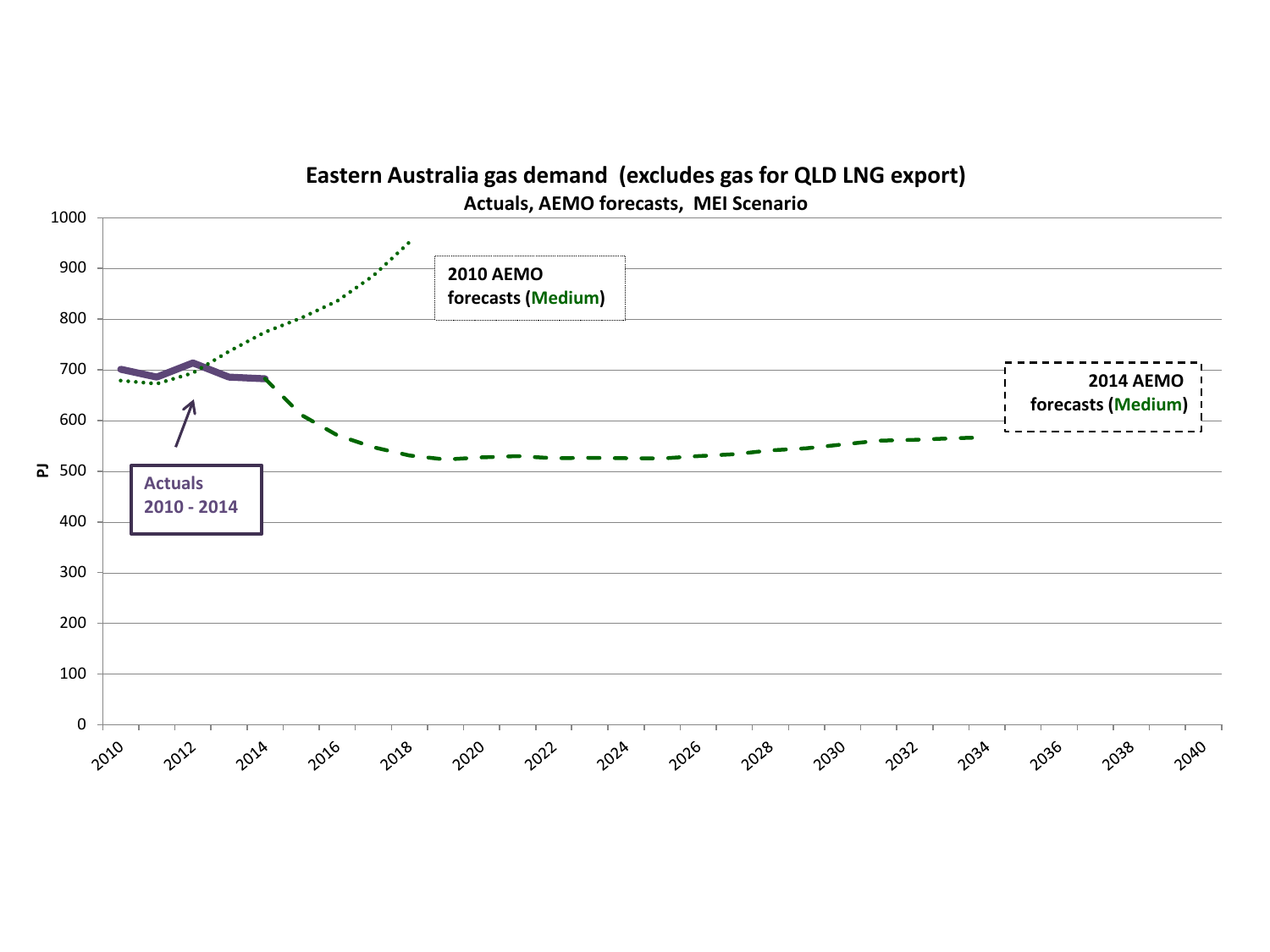**Eastern Australia gas demand (excludes gas for QLD LNG export)**

**Actuals, AEMO forecasts, MEI Scenario**

PJ

- 2010 AEMO forecasts (Medium)
- 2014 AEMO forecasts (Medium)
- Actuals 2010 - 2014

Y-axis: 0, 100, 200, 300, 400, 500, 600, 700, 800, 900, 1000

X-axis: 2010, 2012, 2014, 2016, 2018, 2020, 2022, 2024, 2026, 2028, 2030, 2032, 2034, 2036, 2038, 2040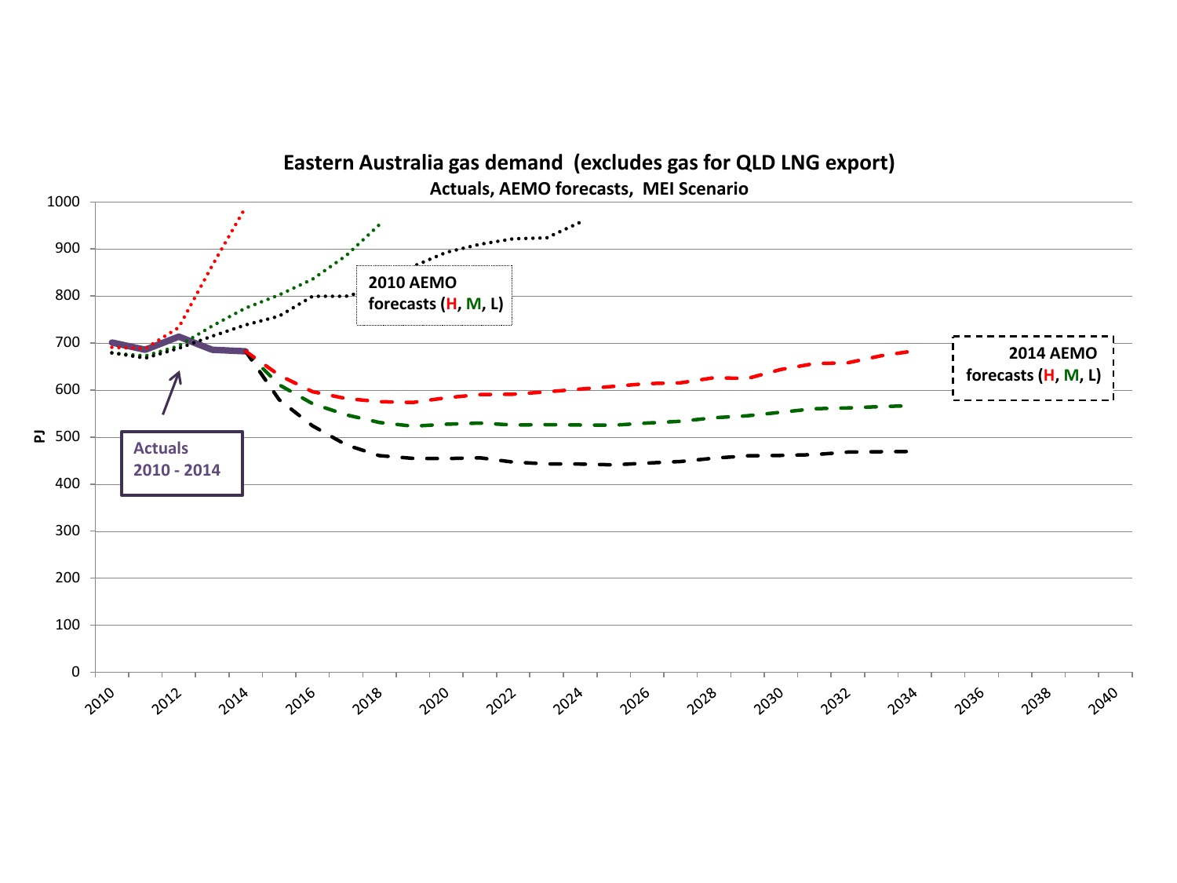## Eastern Australia gas demand (excludes gas for QLD LNG export)

### Actuals, AEMO forecasts, MEI Scenario

PJ

Actuals 2010 - 2014

2010 AEMO forecasts (H, M, L)

2014 AEMO forecasts (H, M, L)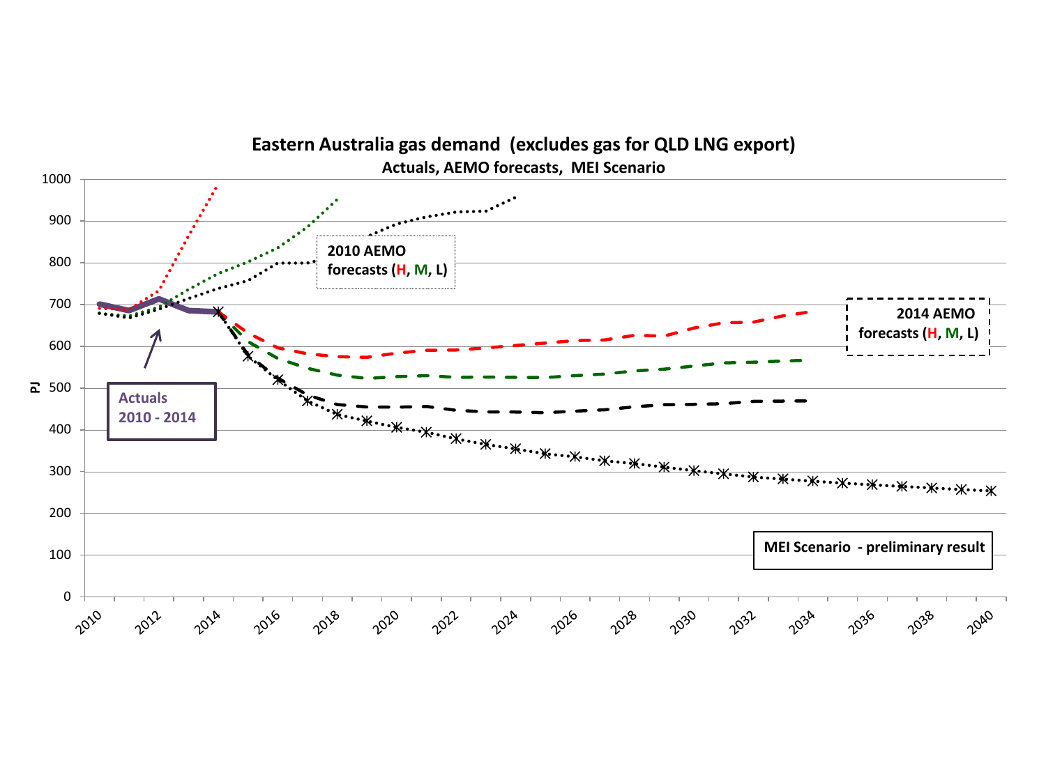## Eastern Australia gas demand (excludes gas for QLD LNG export)

### Actuals, AEMO forecasts, MEI Scenario

PJ

2010 AEMO forecasts (H, M, L)

2014 AEMO forecasts (H, M, L)

Actuals 2010 - 2014

MEI Scenario - preliminary result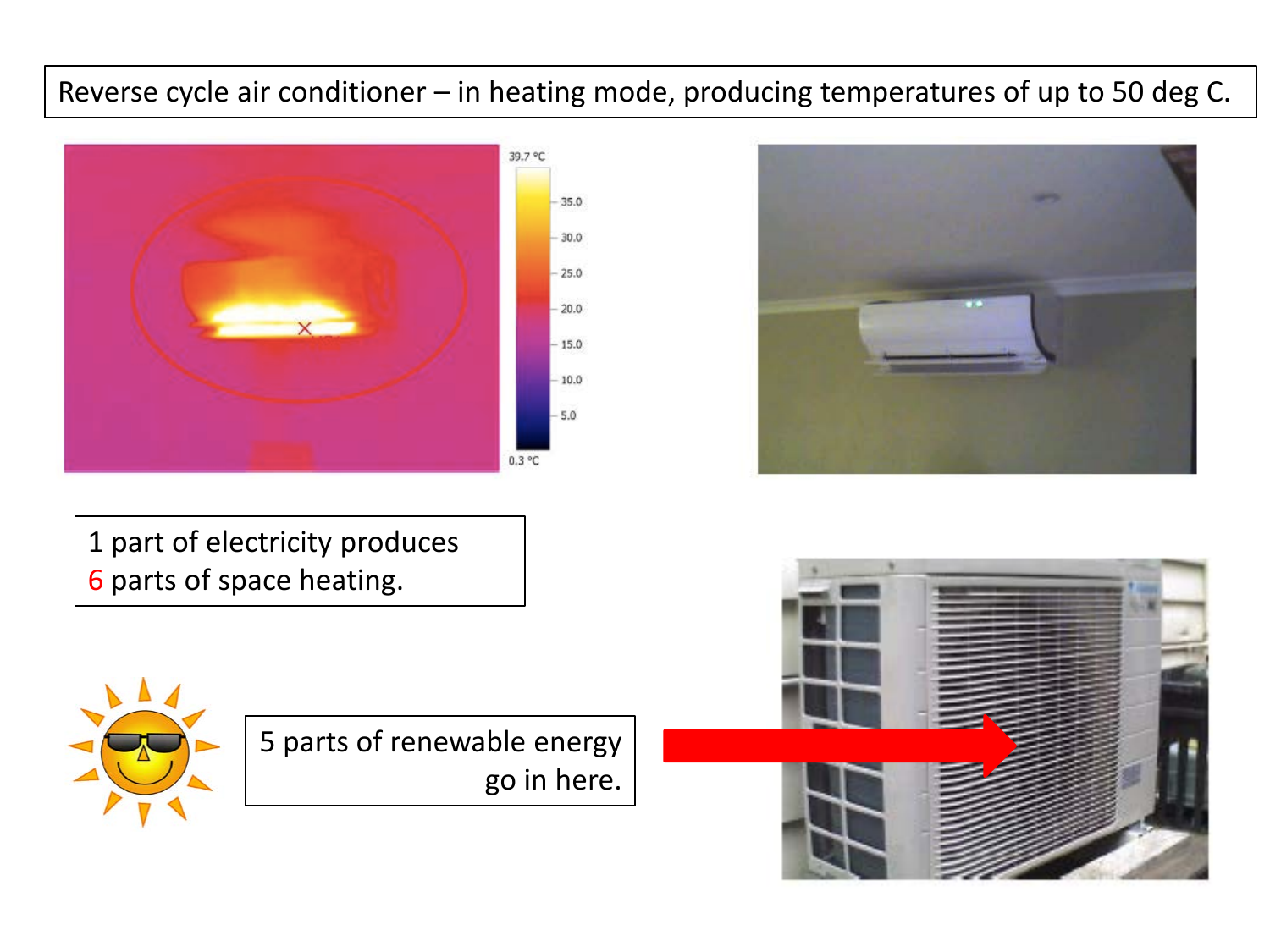Reverse cycle air conditioner – in heating mode, producing temperatures of up to 50 deg C.

1 part of electricity produces
6 parts of space heating.

5 parts of renewable energy go in here.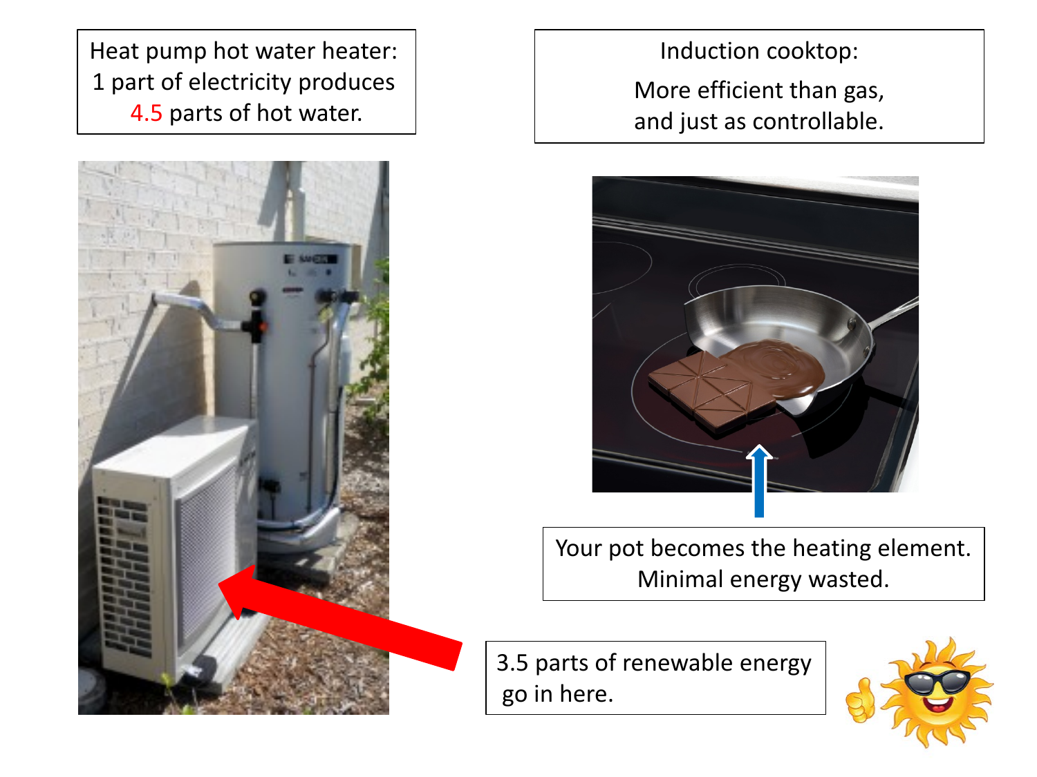Heat pump hot water heater:
1 part of electricity produces
4.5 parts of hot water.

Induction cooktop:

More efficient than gas,
and just as controllable.

Your pot becomes the heating element.
Minimal energy wasted.

3.5 parts of renewable energy
go in here.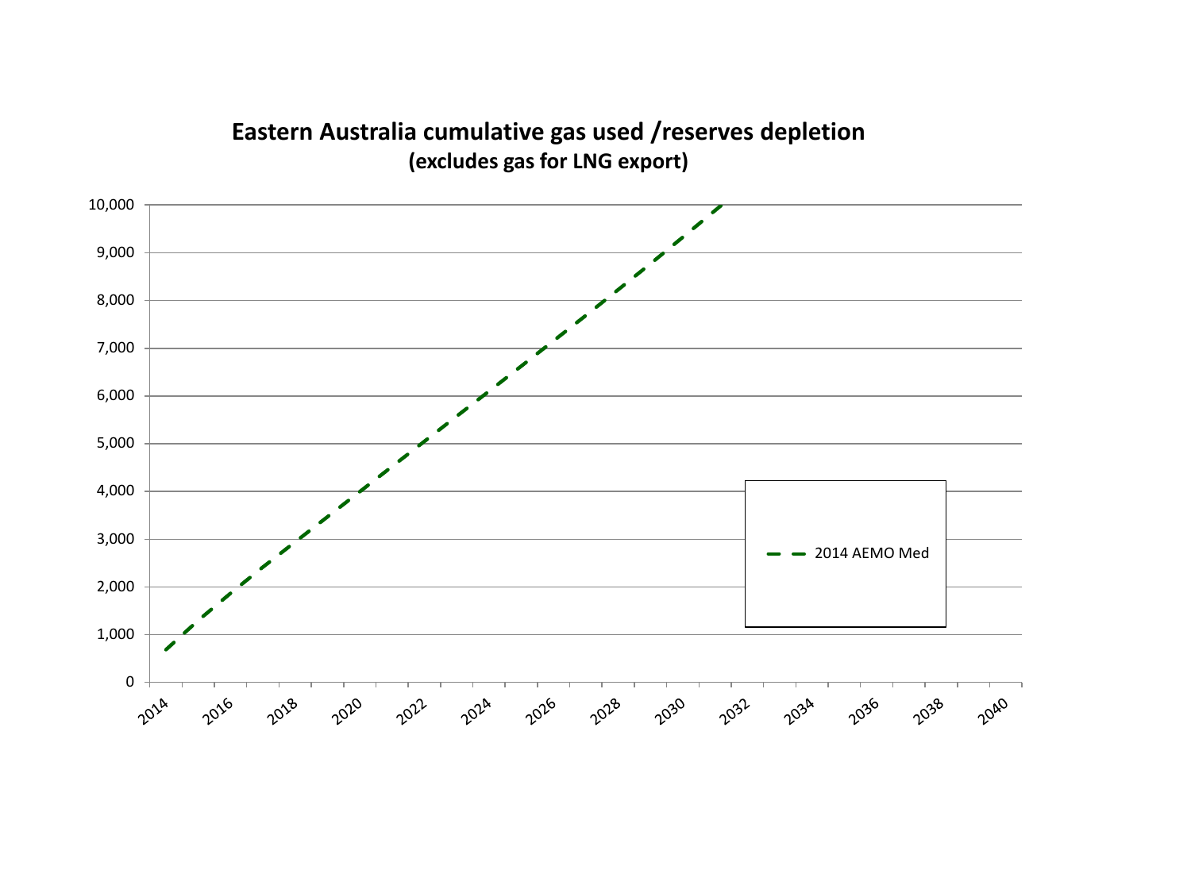## Eastern Australia cumulative gas used /reserves depletion
**(excludes gas for LNG export)**

- - 2014 AEMO Med

Y-axis: 0, 1,000, 2,000, 3,000, 4,000, 5,000, 6,000, 7,000, 8,000, 9,000, 10,000

X-axis: 2014, 2016, 2018, 2020, 2022, 2024, 2026, 2028, 2030, 2032, 2034, 2036, 2038, 2040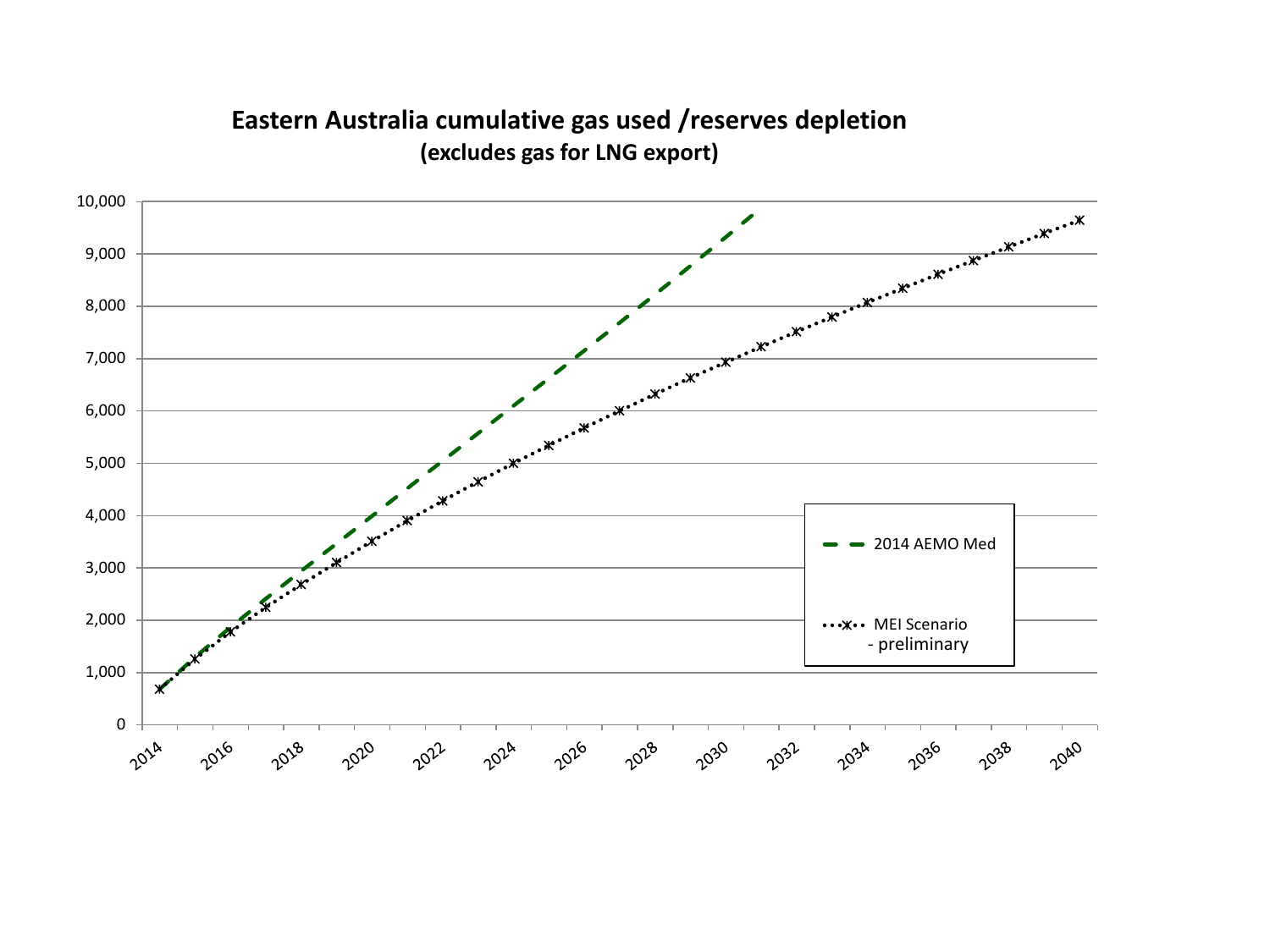**Eastern Australia cumulative gas used /reserves depletion**
**(excludes gas for LNG export)**

10,000
9,000
8,000
7,000
6,000
5,000
4,000
3,000
2,000
1,000
0

2014 2016 2018 2020 2022 2024 2026 2028 2030 2032 2034 2036 2038 2040

2014 AEMO Med

MEI Scenario - preliminary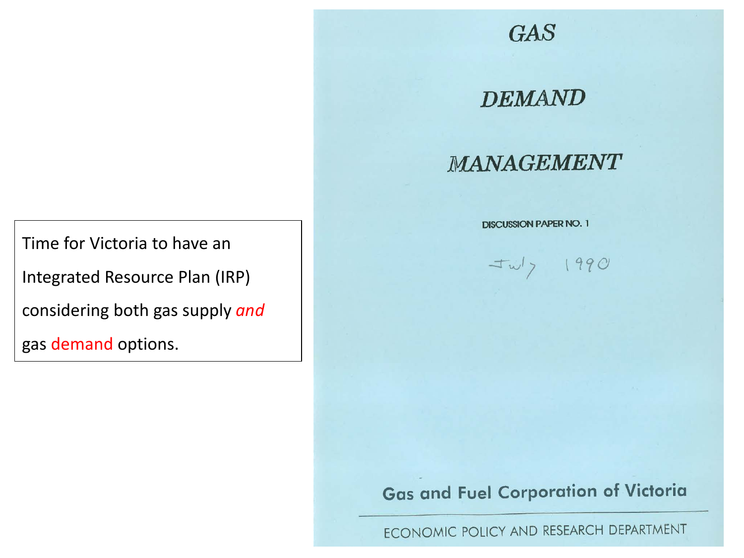Time for Victoria to have an Integrated Resource Plan (IRP) considering both gas supply *and* gas demand options.

# GAS DEMAND MANAGEMENT

DISCUSSION PAPER NO. 1

July 1990

Gas and Fuel Corporation of Victoria

ECONOMIC POLICY AND RESEARCH DEPARTMENT